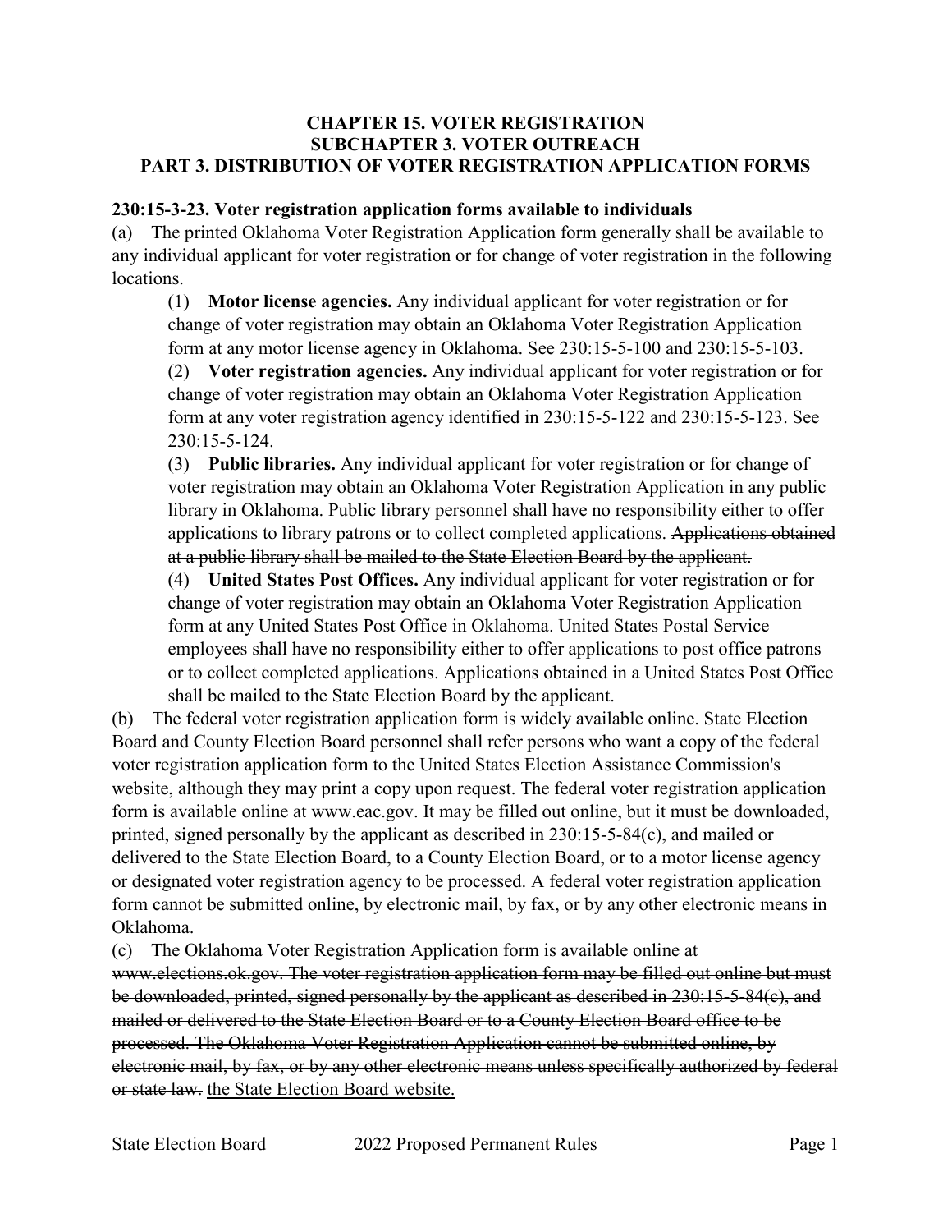**CHAPTER 15. VOTER REGISTRATION**
**SUBCHAPTER 3. VOTER OUTREACH**
**PART 3. DISTRIBUTION OF VOTER REGISTRATION APPLICATION FORMS**

**230:15-3-23. Voter registration application forms available to individuals**

(a) The printed Oklahoma Voter Registration Application form generally shall be available to any individual applicant for voter registration or for change of voter registration in the following locations.

(1) **Motor license agencies.** Any individual applicant for voter registration or for change of voter registration may obtain an Oklahoma Voter Registration Application form at any motor license agency in Oklahoma. See 230:15-5-100 and 230:15-5-103.

(2) **Voter registration agencies.** Any individual applicant for voter registration or for change of voter registration may obtain an Oklahoma Voter Registration Application form at any voter registration agency identified in 230:15-5-122 and 230:15-5-123. See 230:15-5-124.

(3) **Public libraries.** Any individual applicant for voter registration or for change of voter registration may obtain an Oklahoma Voter Registration Application in any public library in Oklahoma. Public library personnel shall have no responsibility either to offer applications to library patrons or to collect completed applications. ~~Applications obtained at a public library shall be mailed to the State Election Board by the applicant.~~

(4) **United States Post Offices.** Any individual applicant for voter registration or for change of voter registration may obtain an Oklahoma Voter Registration Application form at any United States Post Office in Oklahoma. United States Postal Service employees shall have no responsibility either to offer applications to post office patrons or to collect completed applications. Applications obtained in a United States Post Office shall be mailed to the State Election Board by the applicant.

(b) The federal voter registration application form is widely available online. State Election Board and County Election Board personnel shall refer persons who want a copy of the federal voter registration application form to the United States Election Assistance Commission's website, although they may print a copy upon request. The federal voter registration application form is available online at www.eac.gov. It may be filled out online, but it must be downloaded, printed, signed personally by the applicant as described in 230:15-5-84(c), and mailed or delivered to the State Election Board, to a County Election Board, or to a motor license agency or designated voter registration agency to be processed. A federal voter registration application form cannot be submitted online, by electronic mail, by fax, or by any other electronic means in Oklahoma.

(c) The Oklahoma Voter Registration Application form is available online at ~~www.elections.ok.gov. The voter registration application form may be filled out online but must be downloaded, printed, signed personally by the applicant as described in 230:15-5-84(c), and mailed or delivered to the State Election Board or to a County Election Board office to be processed. The Oklahoma Voter Registration Application cannot be submitted online, by electronic mail, by fax, or by any other electronic means unless specifically authorized by federal or state law.~~ <u>the State Election Board website.</u>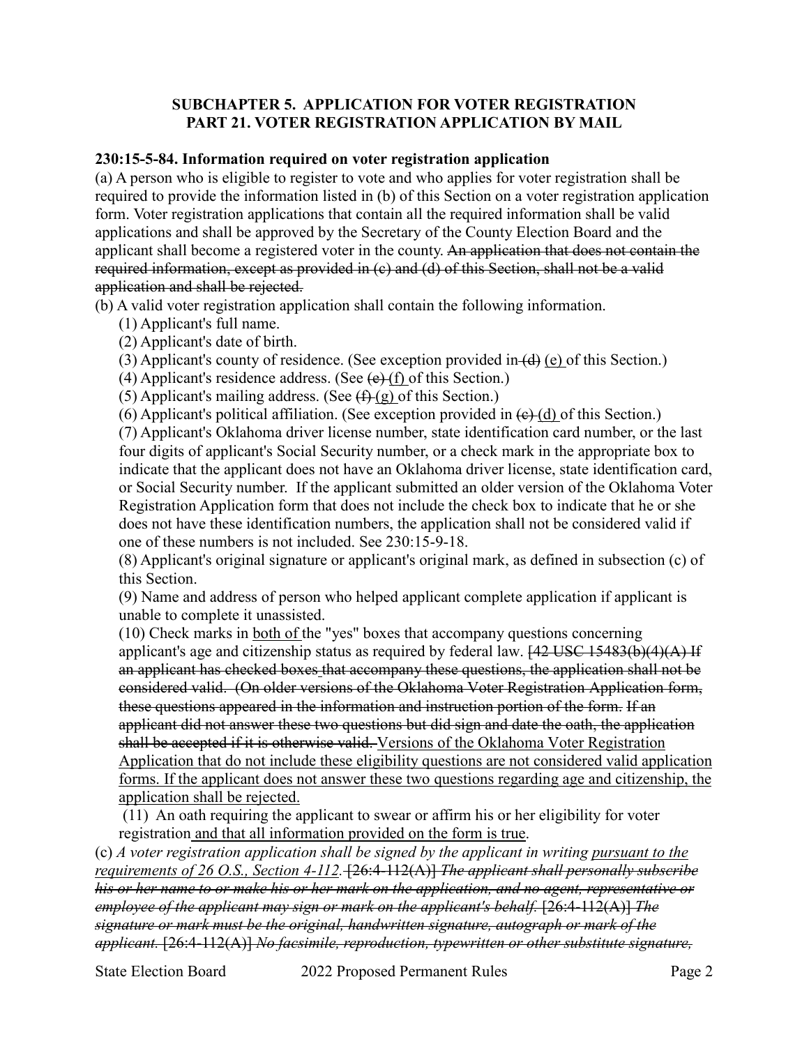### SUBCHAPTER 5. APPLICATION FOR VOTER REGISTRATION
### PART 21. VOTER REGISTRATION APPLICATION BY MAIL

**230:15-5-84. Information required on voter registration application**

(a) A person who is eligible to register to vote and who applies for voter registration shall be required to provide the information listed in (b) of this Section on a voter registration application form. Voter registration applications that contain all the required information shall be valid applications and shall be approved by the Secretary of the County Election Board and the applicant shall become a registered voter in the county. ~~An application that does not contain the required information, except as provided in (c) and (d) of this Section, shall not be a valid application and shall be rejected.~~

(b) A valid voter registration application shall contain the following information.

(1) Applicant's full name.

(2) Applicant's date of birth.

(3) Applicant's county of residence. (See exception provided in ~~(d)~~ <u>(e)</u> of this Section.)

(4) Applicant's residence address. (See ~~(e)~~ <u>(f)</u> of this Section.)

(5) Applicant's mailing address. (See ~~(f)~~ <u>(g)</u> of this Section.)

(6) Applicant's political affiliation. (See exception provided in ~~(c)~~ <u>(d)</u> of this Section.)

(7) Applicant's Oklahoma driver license number, state identification card number, or the last four digits of applicant's Social Security number, or a check mark in the appropriate box to indicate that the applicant does not have an Oklahoma driver license, state identification card, or Social Security number. If the applicant submitted an older version of the Oklahoma Voter Registration Application form that does not include the check box to indicate that he or she does not have these identification numbers, the application shall not be considered valid if one of these numbers is not included. See 230:15-9-18.

(8) Applicant's original signature or applicant's original mark, as defined in subsection (c) of this Section.

(9) Name and address of person who helped applicant complete application if applicant is unable to complete it unassisted.

(10) Check marks in <u>both of</u> the "yes" boxes that accompany questions concerning applicant's age and citizenship status as required by federal law. ~~[42 USC 15483(b)(4)(A) If an applicant has checked boxes that accompany these questions, the application shall not be considered valid. (On older versions of the Oklahoma Voter Registration Application form, these questions appeared in the information and instruction portion of the form. If an applicant did not answer these two questions but did sign and date the oath, the application shall be accepted if it is otherwise valid.~~ <u>Versions of the Oklahoma Voter Registration Application that do not include these eligibility questions are not considered valid application forms. If the applicant does not answer these two questions regarding age and citizenship, the application shall be rejected.</u>

(11) An oath requiring the applicant to swear or affirm his or her eligibility for voter registration<u> and that all information provided on the form is true</u>.

(c) *A voter registration application shall be signed by the applicant in writing* <u>*pursuant to the requirements of 26 O.S., Section 4-112*</u>. ~~[26:4-112(A)] *The applicant shall personally subscribe his or her name to or make his or her mark on the application, and no agent, representative or employee of the applicant may sign or mark on the applicant's behalf.* [26:4-112(A)] *The signature or mark must be the original, handwritten signature, autograph or mark of the applicant.* [26:4-112(A)] *No facsimile, reproduction, typewritten or other substitute signature,*~~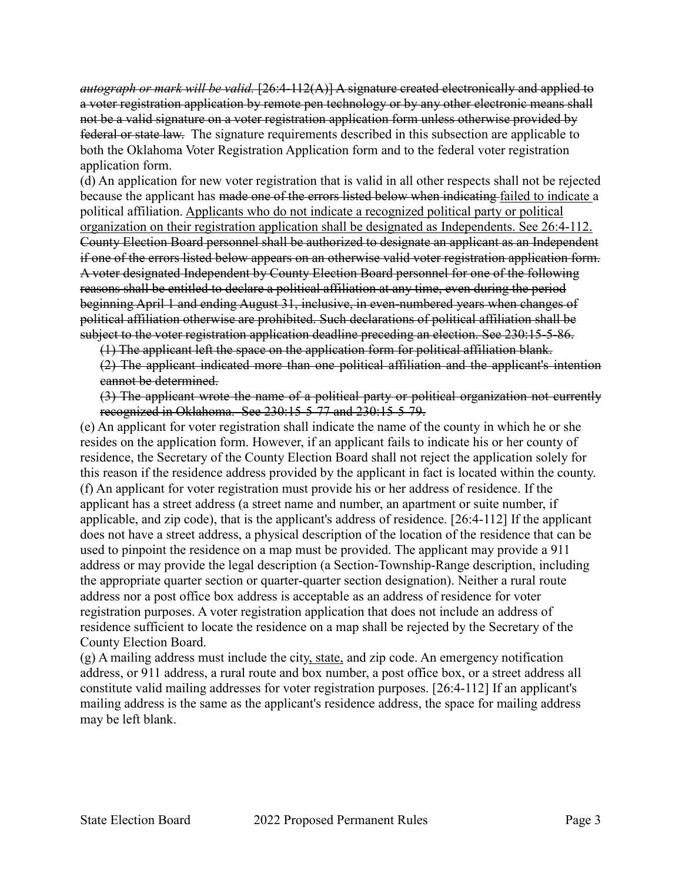~~*autograph or mark will be valid.*~~ [26:4-112(A)] ~~A signature created electronically and applied to a voter registration application by remote pen technology or by any other electronic means shall not be a valid signature on a voter registration application form unless otherwise provided by federal or state law.~~ The signature requirements described in this subsection are applicable to both the Oklahoma Voter Registration Application form and to the federal voter registration application form.

(d) An application for new voter registration that is valid in all other respects shall not be rejected because the applicant has ~~made one of the errors listed below when indicating~~ <u>failed to indicate</u> a political affiliation. <u>Applicants who do not indicate a recognized political party or political organization on their registration application shall be designated as Independents. See 26:4-112.</u> ~~County Election Board personnel shall be authorized to designate an applicant as an Independent if one of the errors listed below appears on an otherwise valid voter registration application form. A voter designated Independent by County Election Board personnel for one of the following reasons shall be entitled to declare a political affiliation at any time, even during the period beginning April 1 and ending August 31, inclusive, in even-numbered years when changes of political affiliation otherwise are prohibited. Such declarations of political affiliation shall be subject to the voter registration application deadline preceding an election. See 230:15-5-86.~~

~~(1) The applicant left the space on the application form for political affiliation blank.~~

~~(2) The applicant indicated more than one political affiliation and the applicant's intention cannot be determined.~~

~~(3) The applicant wrote the name of a political party or political organization not currently recognized in Oklahoma. See 230:15-5-77 and 230:15-5-79.~~

(e) An applicant for voter registration shall indicate the name of the county in which he or she resides on the application form. However, if an applicant fails to indicate his or her county of residence, the Secretary of the County Election Board shall not reject the application solely for this reason if the residence address provided by the applicant in fact is located within the county.

(f) An applicant for voter registration must provide his or her address of residence. If the applicant has a street address (a street name and number, an apartment or suite number, if applicable, and zip code), that is the applicant's address of residence. [26:4-112] If the applicant does not have a street address, a physical description of the location of the residence that can be used to pinpoint the residence on a map must be provided. The applicant may provide a 911 address or may provide the legal description (a Section-Township-Range description, including the appropriate quarter section or quarter-quarter section designation). Neither a rural route address nor a post office box address is acceptable as an address of residence for voter registration purposes. A voter registration application that does not include an address of residence sufficient to locate the residence on a map shall be rejected by the Secretary of the County Election Board.

(g) A mailing address must include the city<u>, state,</u> and zip code. An emergency notification address, or 911 address, a rural route and box number, a post office box, or a street address all constitute valid mailing addresses for voter registration purposes. [26:4-112] If an applicant's mailing address is the same as the applicant's residence address, the space for mailing address may be left blank.